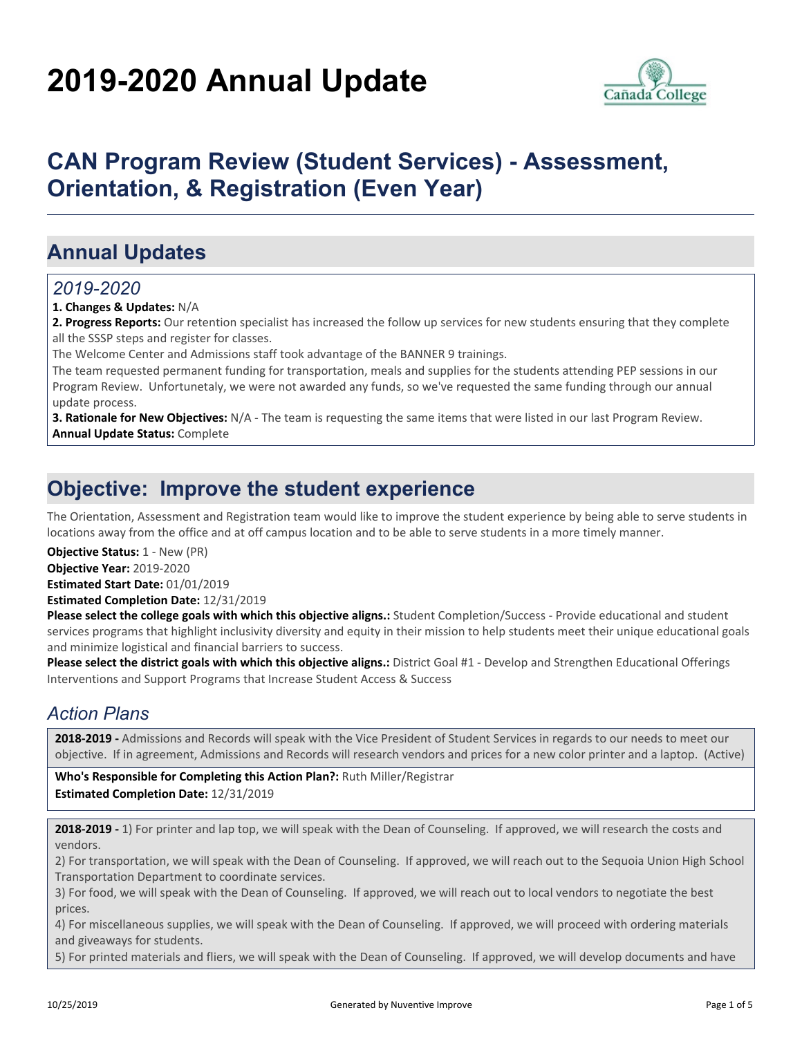# 2019-2020 Annual Update

## CAN Program Review (Student Services) - Assessment, Orientation, & Registration (Even Year)

## Annual Updates

### *2019-2020*

**1. Changes & Updates:** N/A

**2. Progress Reports:** Our retention specialist has increased the follow up services for new students ensuring that they complete all the SSSP steps and register for classes.

The Welcome Center and Admissions staff took advantage of the BANNER 9 trainings.

The team requested permanent funding for transportation, meals and supplies for the students attending PEP sessions in our Program Review. Unfortunetaly, we were not awarded any funds, so we've requested the same funding through our annual update process.

**3. Rationale for New Objectives:** N/A - The team is requesting the same items that were listed in our last Program Review.

**Annual Update Status:** Complete

## Objective: Improve the student experience

The Orientation, Assessment and Registration team would like to improve the student experience by being able to serve students in locations away from the office and at off campus location and to be able to serve students in a more timely manner.

**Objective Status:** 1 - New (PR)

**Objective Year:** 2019-2020

**Estimated Start Date:** 01/01/2019

**Estimated Completion Date:** 12/31/2019

**Please select the college goals with which this objective aligns.:** Student Completion/Success - Provide educational and student services programs that highlight inclusivity diversity and equity in their mission to help students meet their unique educational goals and minimize logistical and financial barriers to success.

**Please select the district goals with which this objective aligns.:** District Goal #1 - Develop and Strengthen Educational Offerings Interventions and Support Programs that Increase Student Access & Success

### *Action Plans*

**2018-2019 -** Admissions and Records will speak with the Vice President of Student Services in regards to our needs to meet our objective. If in agreement, Admissions and Records will research vendors and prices for a new color printer and a laptop. (Active)

**Who's Responsible for Completing this Action Plan?:** Ruth Miller/Registrar

**Estimated Completion Date:** 12/31/2019

**2018-2019 -** 1) For printer and lap top, we will speak with the Dean of Counseling. If approved, we will research the costs and vendors.

2) For transportation, we will speak with the Dean of Counseling. If approved, we will reach out to the Sequoia Union High School Transportation Department to coordinate services.

3) For food, we will speak with the Dean of Counseling. If approved, we will reach out to local vendors to negotiate the best prices.

4) For miscellaneous supplies, we will speak with the Dean of Counseling. If approved, we will proceed with ordering materials and giveaways for students.

5) For printed materials and fliers, we will speak with the Dean of Counseling. If approved, we will develop documents and have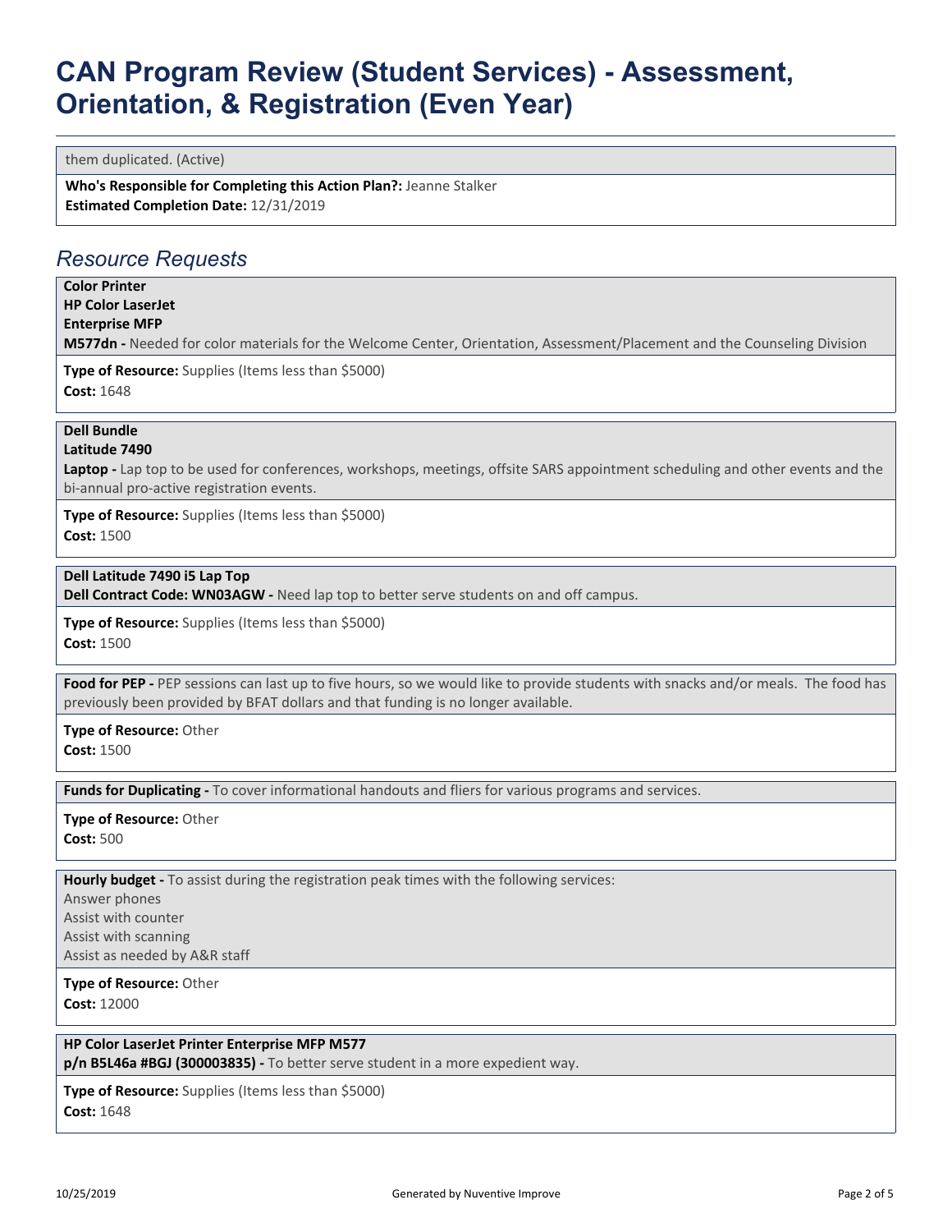them duplicated. (Active)

**Who's Responsible for Completing this Action Plan?:** Jeanne Stalker
**Estimated Completion Date:** 12/31/2019

## *Resource Requests*

**Color Printer**
**HP Color LaserJet**
**Enterprise MFP**
**M577dn -** Needed for color materials for the Welcome Center, Orientation, Assessment/Placement and the Counseling Division

**Type of Resource:** Supplies (Items less than $5000)
**Cost:** 1648

**Dell Bundle**
**Latitude 7490**
**Laptop -** Lap top to be used for conferences, workshops, meetings, offsite SARS appointment scheduling and other events and the bi-annual pro-active registration events.

**Type of Resource:** Supplies (Items less than $5000)
**Cost:** 1500

**Dell Latitude 7490 i5 Lap Top**
**Dell Contract Code: WN03AGW -** Need lap top to better serve students on and off campus.

**Type of Resource:** Supplies (Items less than $5000)
**Cost:** 1500

**Food for PEP -** PEP sessions can last up to five hours, so we would like to provide students with snacks and/or meals. The food has previously been provided by BFAT dollars and that funding is no longer available.

**Type of Resource:** Other
**Cost:** 1500

**Funds for Duplicating -** To cover informational handouts and fliers for various programs and services.

**Type of Resource:** Other
**Cost:** 500

**Hourly budget -** To assist during the registration peak times with the following services:
Answer phones
Assist with counter
Assist with scanning
Assist as needed by A&R staff

**Type of Resource:** Other
**Cost:** 12000

**HP Color LaserJet Printer Enterprise MFP M577**
**p/n B5L46a #BGJ (300003835) -** To better serve student in a more expedient way.

**Type of Resource:** Supplies (Items less than $5000)
**Cost:** 1648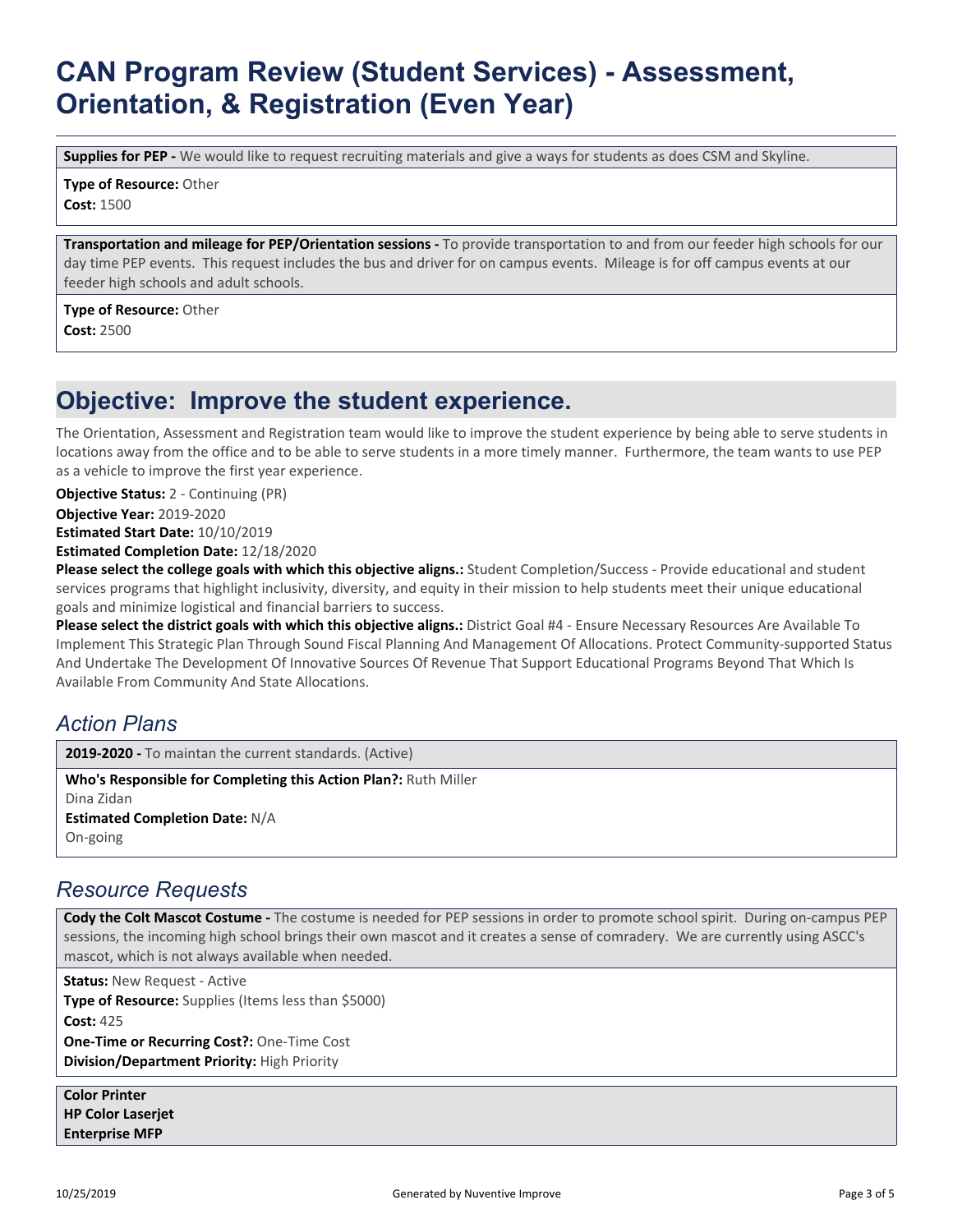# CAN Program Review (Student Services) - Assessment, Orientation, & Registration (Even Year)

**Supplies for PEP -** We would like to request recruiting materials and give a ways for students as does CSM and Skyline.

**Type of Resource:** Other
**Cost:** 1500

**Transportation and mileage for PEP/Orientation sessions -** To provide transportation to and from our feeder high schools for our day time PEP events. This request includes the bus and driver for on campus events. Mileage is for off campus events at our feeder high schools and adult schools.

**Type of Resource:** Other
**Cost:** 2500

## Objective: Improve the student experience.

The Orientation, Assessment and Registration team would like to improve the student experience by being able to serve students in locations away from the office and to be able to serve students in a more timely manner. Furthermore, the team wants to use PEP as a vehicle to improve the first year experience.

**Objective Status:** 2 - Continuing (PR)
**Objective Year:** 2019-2020
**Estimated Start Date:** 10/10/2019
**Estimated Completion Date:** 12/18/2020
**Please select the college goals with which this objective aligns.:** Student Completion/Success - Provide educational and student services programs that highlight inclusivity, diversity, and equity in their mission to help students meet their unique educational goals and minimize logistical and financial barriers to success.
**Please select the district goals with which this objective aligns.:** District Goal #4 - Ensure Necessary Resources Are Available To Implement This Strategic Plan Through Sound Fiscal Planning And Management Of Allocations. Protect Community-supported Status And Undertake The Development Of Innovative Sources Of Revenue That Support Educational Programs Beyond That Which Is Available From Community And State Allocations.

### *Action Plans*

**2019-2020 -** To maintan the current standards. (Active)

**Who's Responsible for Completing this Action Plan?:** Ruth Miller
Dina Zidan
**Estimated Completion Date:** N/A
On-going

### *Resource Requests*

**Cody the Colt Mascot Costume -** The costume is needed for PEP sessions in order to promote school spirit. During on-campus PEP sessions, the incoming high school brings their own mascot and it creates a sense of comradery. We are currently using ASCC's mascot, which is not always available when needed.

**Status:** New Request - Active
**Type of Resource:** Supplies (Items less than $5000)
**Cost:** 425
**One-Time or Recurring Cost?:** One-Time Cost
**Division/Department Priority:** High Priority

**Color Printer**
**HP Color Laserjet**
**Enterprise MFP**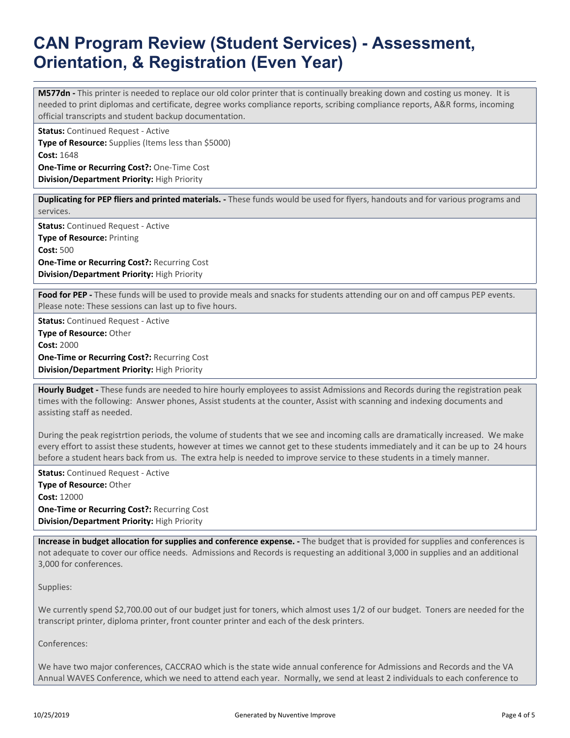# CAN Program Review (Student Services) - Assessment, Orientation, & Registration (Even Year)

**M577dn -** This printer is needed to replace our old color printer that is continually breaking down and costing us money. It is needed to print diplomas and certificate, degree works compliance reports, scribing compliance reports, A&R forms, incoming official transcripts and student backup documentation.

**Status:** Continued Request - Active
**Type of Resource:** Supplies (Items less than $5000)
**Cost:** 1648
**One-Time or Recurring Cost?:** One-Time Cost
**Division/Department Priority:** High Priority

**Duplicating for PEP fliers and printed materials. -** These funds would be used for flyers, handouts and for various programs and services.

**Status:** Continued Request - Active
**Type of Resource:** Printing
**Cost:** 500
**One-Time or Recurring Cost?:** Recurring Cost
**Division/Department Priority:** High Priority

**Food for PEP -** These funds will be used to provide meals and snacks for students attending our on and off campus PEP events. Please note: These sessions can last up to five hours.

**Status:** Continued Request - Active
**Type of Resource:** Other
**Cost:** 2000
**One-Time or Recurring Cost?:** Recurring Cost
**Division/Department Priority:** High Priority

**Hourly Budget -** These funds are needed to hire hourly employees to assist Admissions and Records during the registration peak times with the following: Answer phones, Assist students at the counter, Assist with scanning and indexing documents and assisting staff as needed.

During the peak registrtion periods, the volume of students that we see and incoming calls are dramatically increased. We make every effort to assist these students, however at times we cannot get to these students immediately and it can be up to 24 hours before a student hears back from us. The extra help is needed to improve service to these students in a timely manner.

**Status:** Continued Request - Active
**Type of Resource:** Other
**Cost:** 12000
**One-Time or Recurring Cost?:** Recurring Cost
**Division/Department Priority:** High Priority

**Increase in budget allocation for supplies and conference expense. -** The budget that is provided for supplies and conferences is not adequate to cover our office needs. Admissions and Records is requesting an additional 3,000 in supplies and an additional 3,000 for conferences.

Supplies:

We currently spend $2,700.00 out of our budget just for toners, which almost uses 1/2 of our budget. Toners are needed for the transcript printer, diploma printer, front counter printer and each of the desk printers.

Conferences:

We have two major conferences, CACCRAO which is the state wide annual conference for Admissions and Records and the VA Annual WAVES Conference, which we need to attend each year. Normally, we send at least 2 individuals to each conference to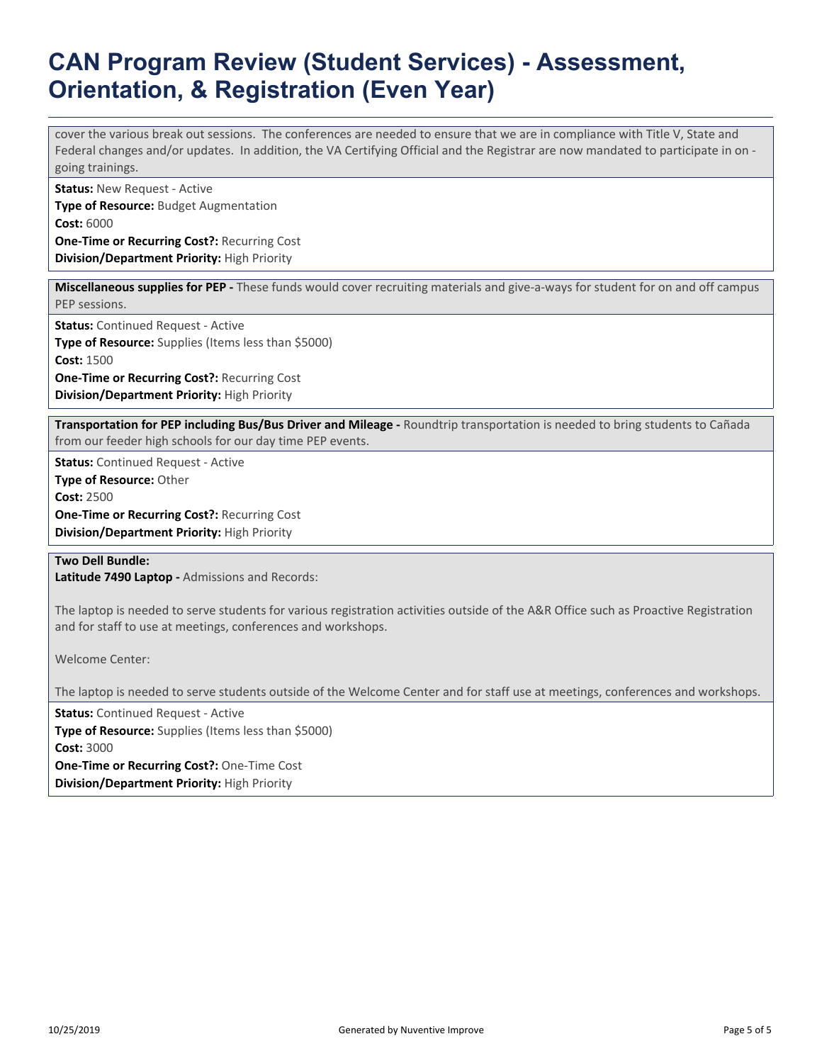cover the various break out sessions. The conferences are needed to ensure that we are in compliance with Title V, State and Federal changes and/or updates. In addition, the VA Certifying Official and the Registrar are now mandated to participate in on -going trainings.

**Status:** New Request - Active
**Type of Resource:** Budget Augmentation
**Cost:** 6000
**One-Time or Recurring Cost?:** Recurring Cost
**Division/Department Priority:** High Priority

**Miscellaneous supplies for PEP -** These funds would cover recruiting materials and give-a-ways for student for on and off campus PEP sessions.

**Status:** Continued Request - Active
**Type of Resource:** Supplies (Items less than $5000)
**Cost:** 1500
**One-Time or Recurring Cost?:** Recurring Cost
**Division/Department Priority:** High Priority

**Transportation for PEP including Bus/Bus Driver and Mileage -** Roundtrip transportation is needed to bring students to Cañada from our feeder high schools for our day time PEP events.

**Status:** Continued Request - Active
**Type of Resource:** Other
**Cost:** 2500
**One-Time or Recurring Cost?:** Recurring Cost
**Division/Department Priority:** High Priority

**Two Dell Bundle:**
**Latitude 7490 Laptop -** Admissions and Records:

The laptop is needed to serve students for various registration activities outside of the A&R Office such as Proactive Registration and for staff to use at meetings, conferences and workshops.

Welcome Center:

The laptop is needed to serve students outside of the Welcome Center and for staff use at meetings, conferences and workshops.

**Status:** Continued Request - Active
**Type of Resource:** Supplies (Items less than $5000)
**Cost:** 3000
**One-Time or Recurring Cost?:** One-Time Cost
**Division/Department Priority:** High Priority